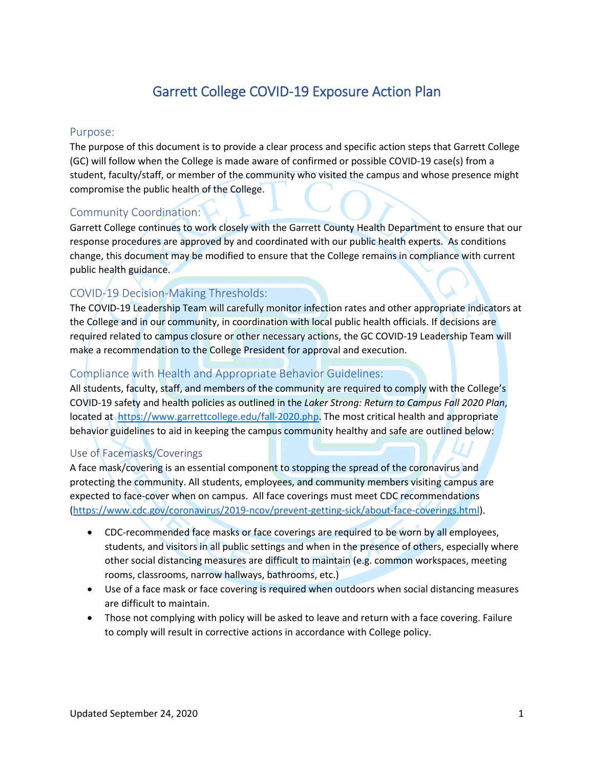# Garrett College COVID-19 Exposure Action Plan

## Purpose:

The purpose of this document is to provide a clear process and specific action steps that Garrett College (GC) will follow when the College is made aware of confirmed or possible COVID-19 case(s) from a student, faculty/staff, or member of the community who visited the campus and whose presence might compromise the public health of the College.

## Community Coordination:

Garrett College continues to work closely with the Garrett County Health Department to ensure that our response procedures are approved by and coordinated with our public health experts. As conditions change, this document may be modified to ensure that the College remains in compliance with current public health guidance.

## COVID-19 Decision-Making Thresholds:

The COVID-19 Leadership Team will carefully monitor infection rates and other appropriate indicators at the College and in our community, in coordination with local public health officials. If decisions are required related to campus closure or other necessary actions, the GC COVID-19 Leadership Team will make a recommendation to the College President for approval and execution.

## Compliance with Health and Appropriate Behavior Guidelines:

All students, faculty, staff, and members of the community are required to comply with the College's COVID-19 safety and health policies as outlined in the *Laker Strong: Return to Campus Fall 2020 Plan*, located at https://www.garrettcollege.edu/fall-2020.php. The most critical health and appropriate behavior guidelines to aid in keeping the campus community healthy and safe are outlined below:

### Use of Facemasks/Coverings

A face mask/covering is an essential component to stopping the spread of the coronavirus and protecting the community. All students, employees, and community members visiting campus are expected to face-cover when on campus. All face coverings must meet CDC recommendations (https://www.cdc.gov/coronavirus/2019-ncov/prevent-getting-sick/about-face-coverings.html).

- CDC-recommended face masks or face coverings are required to be worn by all employees, students, and visitors in all public settings and when in the presence of others, especially where other social distancing measures are difficult to maintain (e.g. common workspaces, meeting rooms, classrooms, narrow hallways, bathrooms, etc.)
- Use of a face mask or face covering is required when outdoors when social distancing measures are difficult to maintain.
- Those not complying with policy will be asked to leave and return with a face covering. Failure to comply will result in corrective actions in accordance with College policy.

Updated September 24, 2020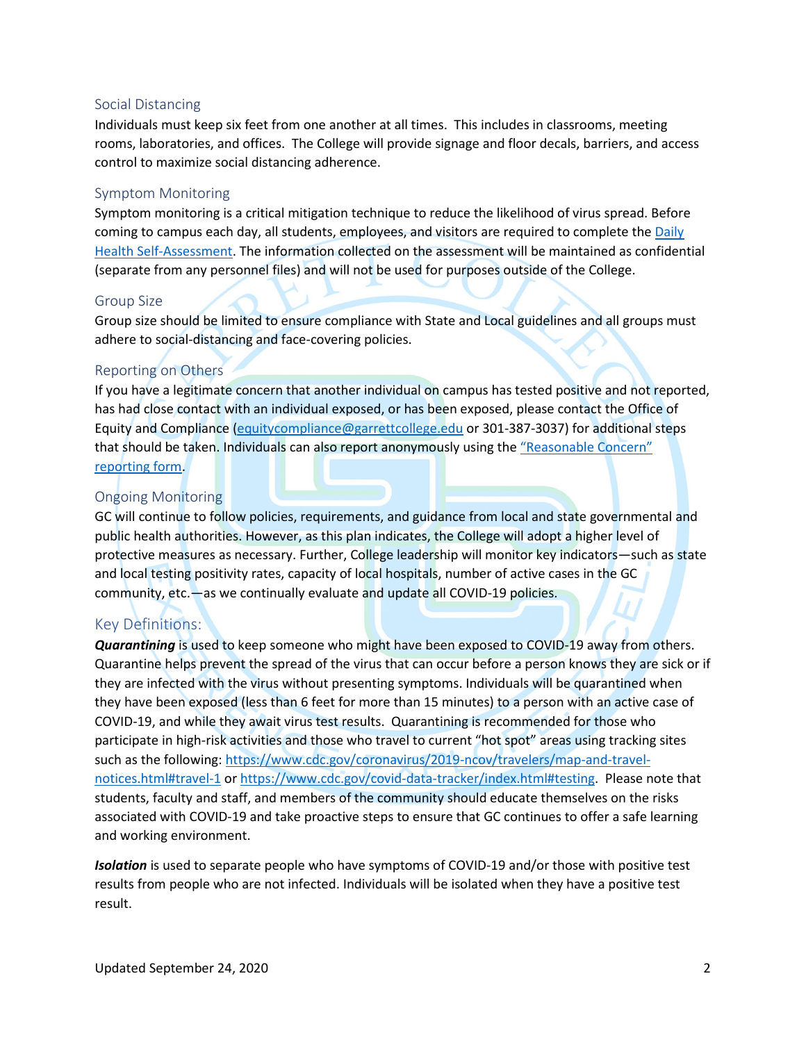### Social Distancing

Individuals must keep six feet from one another at all times. This includes in classrooms, meeting rooms, laboratories, and offices. The College will provide signage and floor decals, barriers, and access control to maximize social distancing adherence.

### Symptom Monitoring

Symptom monitoring is a critical mitigation technique to reduce the likelihood of virus spread. Before coming to campus each day, all students, employees, and visitors are required to complete the Daily Health Self-Assessment. The information collected on the assessment will be maintained as confidential (separate from any personnel files) and will not be used for purposes outside of the College.

### Group Size

Group size should be limited to ensure compliance with State and Local guidelines and all groups must adhere to social-distancing and face-covering policies.

### Reporting on Others

If you have a legitimate concern that another individual on campus has tested positive and not reported, has had close contact with an individual exposed, or has been exposed, please contact the Office of Equity and Compliance (equitycompliance@garrettcollege.edu or 301-387-3037) for additional steps that should be taken. Individuals can also report anonymously using the "Reasonable Concern" reporting form.

### Ongoing Monitoring

GC will continue to follow policies, requirements, and guidance from local and state governmental and public health authorities. However, as this plan indicates, the College will adopt a higher level of protective measures as necessary. Further, College leadership will monitor key indicators—such as state and local testing positivity rates, capacity of local hospitals, number of active cases in the GC community, etc.—as we continually evaluate and update all COVID-19 policies.

## Key Definitions:

***Quarantining*** is used to keep someone who might have been exposed to COVID-19 away from others. Quarantine helps prevent the spread of the virus that can occur before a person knows they are sick or if they are infected with the virus without presenting symptoms. Individuals will be quarantined when they have been exposed (less than 6 feet for more than 15 minutes) to a person with an active case of COVID-19, and while they await virus test results. Quarantining is recommended for those who participate in high-risk activities and those who travel to current "hot spot" areas using tracking sites such as the following: https://www.cdc.gov/coronavirus/2019-ncov/travelers/map-and-travel-notices.html#travel-1 or https://www.cdc.gov/covid-data-tracker/index.html#testing. Please note that students, faculty and staff, and members of the community should educate themselves on the risks associated with COVID-19 and take proactive steps to ensure that GC continues to offer a safe learning and working environment.

***Isolation*** is used to separate people who have symptoms of COVID-19 and/or those with positive test results from people who are not infected. Individuals will be isolated when they have a positive test result.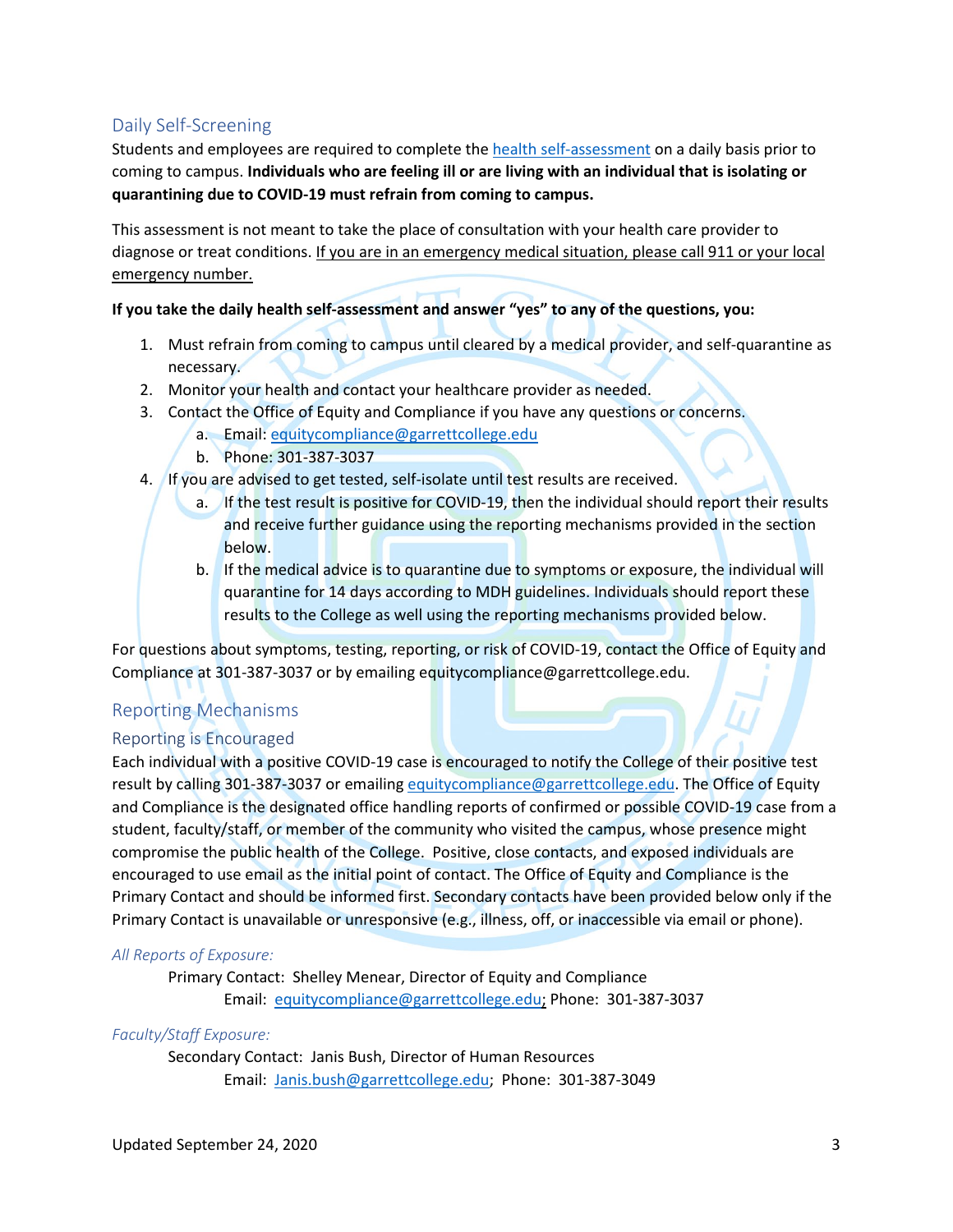## Daily Self-Screening

Students and employees are required to complete the [health self-assessment]() on a daily basis prior to coming to campus. **Individuals who are feeling ill or are living with an individual that is isolating or quarantining due to COVID-19 must refrain from coming to campus.**

This assessment is not meant to take the place of consultation with your health care provider to diagnose or treat conditions. <u>If you are in an emergency medical situation, please call 911 or your local emergency number.</u>

**If you take the daily health self-assessment and answer "yes" to any of the questions, you:**

1. Must refrain from coming to campus until cleared by a medical provider, and self-quarantine as necessary.
2. Monitor your health and contact your healthcare provider as needed.
3. Contact the Office of Equity and Compliance if you have any questions or concerns.
   a. Email: equitycompliance@garrettcollege.edu
   b. Phone: 301-387-3037
4. If you are advised to get tested, self-isolate until test results are received.
   a. If the test result is positive for COVID-19, then the individual should report their results and receive further guidance using the reporting mechanisms provided in the section below.
   b. If the medical advice is to quarantine due to symptoms or exposure, the individual will quarantine for 14 days according to MDH guidelines. Individuals should report these results to the College as well using the reporting mechanisms provided below.

For questions about symptoms, testing, reporting, or risk of COVID-19, contact the Office of Equity and Compliance at 301-387-3037 or by emailing equitycompliance@garrettcollege.edu.

## Reporting Mechanisms

### Reporting is Encouraged

Each individual with a positive COVID-19 case is encouraged to notify the College of their positive test result by calling 301-387-3037 or emailing equitycompliance@garrettcollege.edu. The Office of Equity and Compliance is the designated office handling reports of confirmed or possible COVID-19 case from a student, faculty/staff, or member of the community who visited the campus, whose presence might compromise the public health of the College. Positive, close contacts, and exposed individuals are encouraged to use email as the initial point of contact. The Office of Equity and Compliance is the Primary Contact and should be informed first. Secondary contacts have been provided below only if the Primary Contact is unavailable or unresponsive (e.g., illness, off, or inaccessible via email or phone).

*All Reports of Exposure:*

Primary Contact: Shelley Menear, Director of Equity and Compliance
Email: equitycompliance@garrettcollege.edu; Phone: 301-387-3037

*Faculty/Staff Exposure:*

Secondary Contact: Janis Bush, Director of Human Resources
Email: Janis.bush@garrettcollege.edu; Phone: 301-387-3049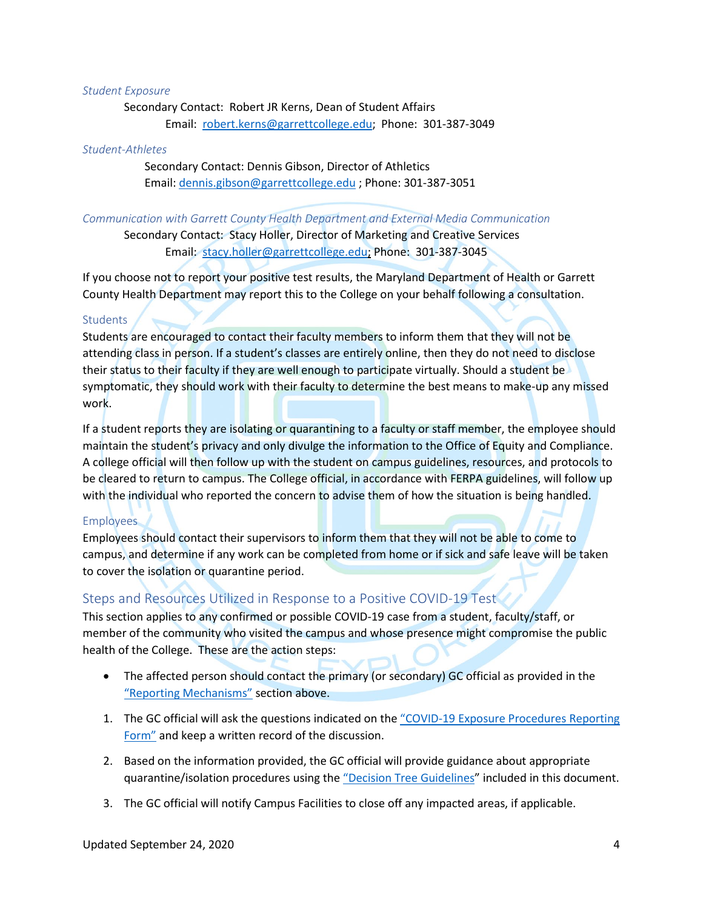*Student Exposure*

Secondary Contact: Robert JR Kerns, Dean of Student Affairs
Email: robert.kerns@garrettcollege.edu; Phone: 301-387-3049

*Student-Athletes*

Secondary Contact: Dennis Gibson, Director of Athletics
Email: dennis.gibson@garrettcollege.edu ; Phone: 301-387-3051

*Communication with Garrett County Health Department and External Media Communication*

Secondary Contact: Stacy Holler, Director of Marketing and Creative Services
Email: stacy.holler@garrettcollege.edu; Phone: 301-387-3045

If you choose not to report your positive test results, the Maryland Department of Health or Garrett County Health Department may report this to the College on your behalf following a consultation.

### Students

Students are encouraged to contact their faculty members to inform them that they will not be attending class in person. If a student's classes are entirely online, then they do not need to disclose their status to their faculty if they are well enough to participate virtually. Should a student be symptomatic, they should work with their faculty to determine the best means to make-up any missed work.

If a student reports they are isolating or quarantining to a faculty or staff member, the employee should maintain the student's privacy and only divulge the information to the Office of Equity and Compliance. A college official will then follow up with the student on campus guidelines, resources, and protocols to be cleared to return to campus. The College official, in accordance with FERPA guidelines, will follow up with the individual who reported the concern to advise them of how the situation is being handled.

### Employees

Employees should contact their supervisors to inform them that they will not be able to come to campus, and determine if any work can be completed from home or if sick and safe leave will be taken to cover the isolation or quarantine period.

## Steps and Resources Utilized in Response to a Positive COVID-19 Test

This section applies to any confirmed or possible COVID-19 case from a student, faculty/staff, or member of the community who visited the campus and whose presence might compromise the public health of the College. These are the action steps:

- The affected person should contact the primary (or secondary) GC official as provided in the "Reporting Mechanisms" section above.

1. The GC official will ask the questions indicated on the "COVID-19 Exposure Procedures Reporting Form" and keep a written record of the discussion.
2. Based on the information provided, the GC official will provide guidance about appropriate quarantine/isolation procedures using the "Decision Tree Guidelines" included in this document.
3. The GC official will notify Campus Facilities to close off any impacted areas, if applicable.

Updated September 24, 2020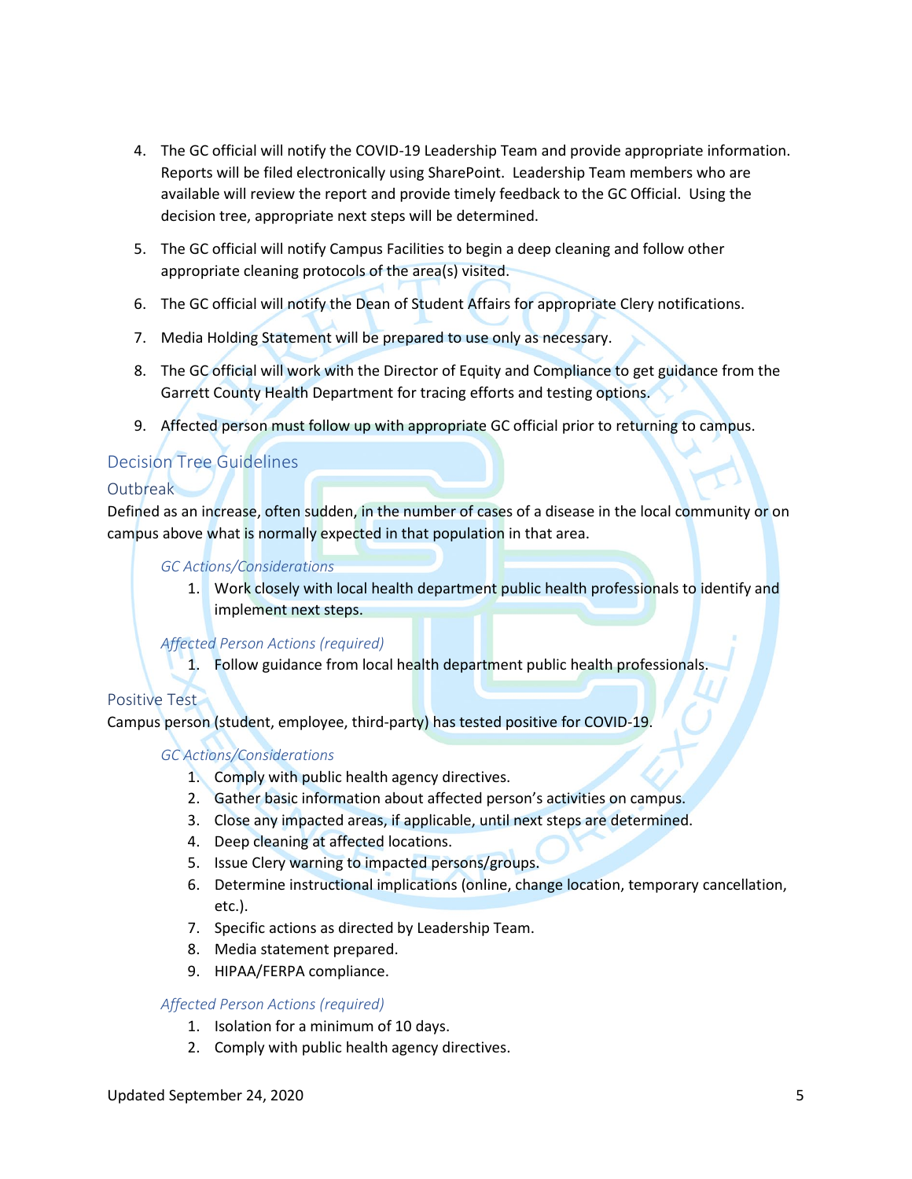4. The GC official will notify the COVID-19 Leadership Team and provide appropriate information. Reports will be filed electronically using SharePoint. Leadership Team members who are available will review the report and provide timely feedback to the GC Official. Using the decision tree, appropriate next steps will be determined.

5. The GC official will notify Campus Facilities to begin a deep cleaning and follow other appropriate cleaning protocols of the area(s) visited.

6. The GC official will notify the Dean of Student Affairs for appropriate Clery notifications.

7. Media Holding Statement will be prepared to use only as necessary.

8. The GC official will work with the Director of Equity and Compliance to get guidance from the Garrett County Health Department for tracing efforts and testing options.

9. Affected person must follow up with appropriate GC official prior to returning to campus.

## Decision Tree Guidelines

### Outbreak

Defined as an increase, often sudden, in the number of cases of a disease in the local community or on campus above what is normally expected in that population in that area.

*GC Actions/Considerations*

1. Work closely with local health department public health professionals to identify and implement next steps.

*Affected Person Actions (required)*

1. Follow guidance from local health department public health professionals.

### Positive Test

Campus person (student, employee, third-party) has tested positive for COVID-19.

*GC Actions/Considerations*

1. Comply with public health agency directives.
2. Gather basic information about affected person's activities on campus.
3. Close any impacted areas, if applicable, until next steps are determined.
4. Deep cleaning at affected locations.
5. Issue Clery warning to impacted persons/groups.
6. Determine instructional implications (online, change location, temporary cancellation, etc.).
7. Specific actions as directed by Leadership Team.
8. Media statement prepared.
9. HIPAA/FERPA compliance.

*Affected Person Actions (required)*

1. Isolation for a minimum of 10 days.
2. Comply with public health agency directives.

Updated September 24, 2020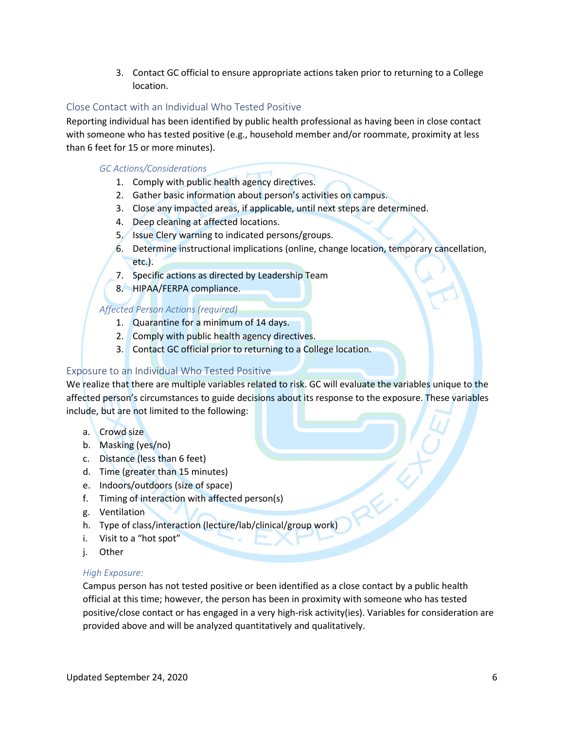3. Contact GC official to ensure appropriate actions taken prior to returning to a College location.

## Close Contact with an Individual Who Tested Positive

Reporting individual has been identified by public health professional as having been in close contact with someone who has tested positive (e.g., household member and/or roommate, proximity at less than 6 feet for 15 or more minutes).

*GC Actions/Considerations*

1. Comply with public health agency directives.
2. Gather basic information about person's activities on campus.
3. Close any impacted areas, if applicable, until next steps are determined.
4. Deep cleaning at affected locations.
5. Issue Clery warning to indicated persons/groups.
6. Determine instructional implications (online, change location, temporary cancellation, etc.).
7. Specific actions as directed by Leadership Team
8. HIPAA/FERPA compliance.

*Affected Person Actions (required)*

1. Quarantine for a minimum of 14 days.
2. Comply with public health agency directives.
3. Contact GC official prior to returning to a College location.

## Exposure to an Individual Who Tested Positive

We realize that there are multiple variables related to risk. GC will evaluate the variables unique to the affected person's circumstances to guide decisions about its response to the exposure. These variables include, but are not limited to the following:

a. Crowd size
b. Masking (yes/no)
c. Distance (less than 6 feet)
d. Time (greater than 15 minutes)
e. Indoors/outdoors (size of space)
f. Timing of interaction with affected person(s)
g. Ventilation
h. Type of class/interaction (lecture/lab/clinical/group work)
i. Visit to a "hot spot"
j. Other

*High Exposure:*

Campus person has not tested positive or been identified as a close contact by a public health official at this time; however, the person has been in proximity with someone who has tested positive/close contact or has engaged in a very high-risk activity(ies). Variables for consideration are provided above and will be analyzed quantitatively and qualitatively.

Updated September 24, 2020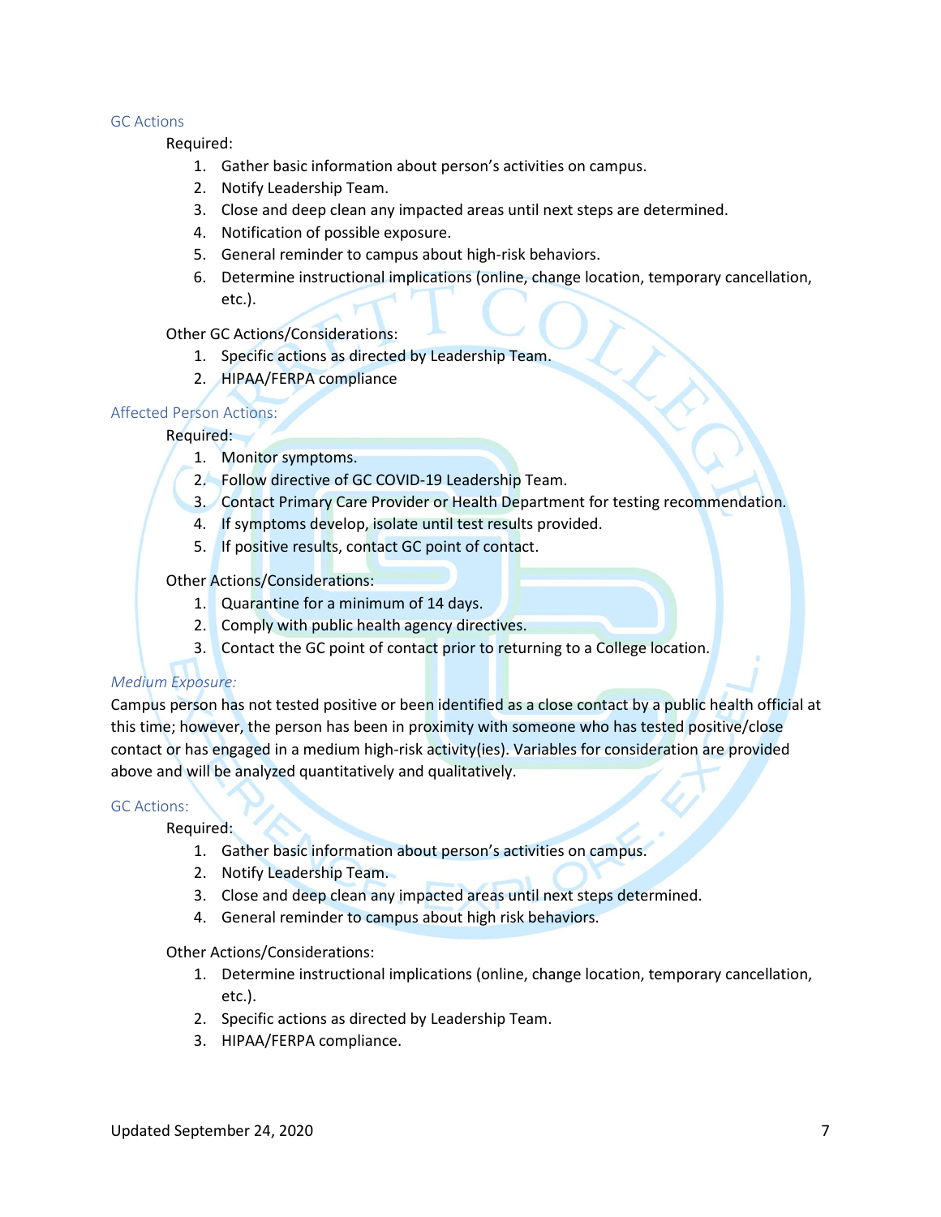### GC Actions

Required:

1. Gather basic information about person's activities on campus.
2. Notify Leadership Team.
3. Close and deep clean any impacted areas until next steps are determined.
4. Notification of possible exposure.
5. General reminder to campus about high-risk behaviors.
6. Determine instructional implications (online, change location, temporary cancellation, etc.).

Other GC Actions/Considerations:

1. Specific actions as directed by Leadership Team.
2. HIPAA/FERPA compliance

### Affected Person Actions:

Required:

1. Monitor symptoms.
2. Follow directive of GC COVID-19 Leadership Team.
3. Contact Primary Care Provider or Health Department for testing recommendation.
4. If symptoms develop, isolate until test results provided.
5. If positive results, contact GC point of contact.

Other Actions/Considerations:

1. Quarantine for a minimum of 14 days.
2. Comply with public health agency directives.
3. Contact the GC point of contact prior to returning to a College location.

### *Medium Exposure:*

Campus person has not tested positive or been identified as a close contact by a public health official at this time; however, the person has been in proximity with someone who has tested positive/close contact or has engaged in a medium high-risk activity(ies). Variables for consideration are provided above and will be analyzed quantitatively and qualitatively.

### GC Actions:

Required:

1. Gather basic information about person's activities on campus.
2. Notify Leadership Team.
3. Close and deep clean any impacted areas until next steps determined.
4. General reminder to campus about high risk behaviors.

Other Actions/Considerations:

1. Determine instructional implications (online, change location, temporary cancellation, etc.).
2. Specific actions as directed by Leadership Team.
3. HIPAA/FERPA compliance.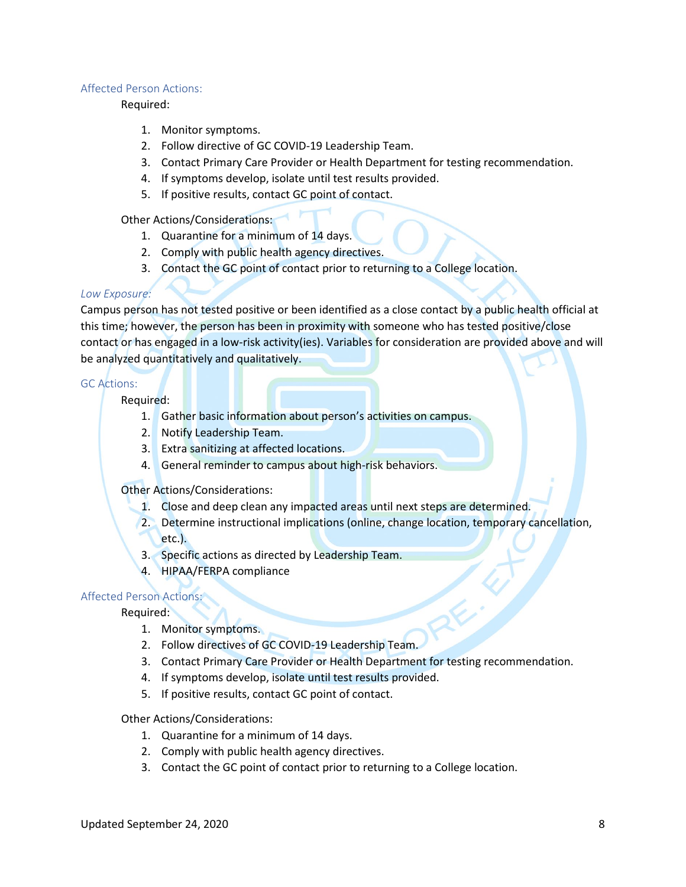### Affected Person Actions:

Required:

1. Monitor symptoms.
2. Follow directive of GC COVID-19 Leadership Team.
3. Contact Primary Care Provider or Health Department for testing recommendation.
4. If symptoms develop, isolate until test results provided.
5. If positive results, contact GC point of contact.

Other Actions/Considerations:

1. Quarantine for a minimum of 14 days.
2. Comply with public health agency directives.
3. Contact the GC point of contact prior to returning to a College location.

### *Low Exposure:*

Campus person has not tested positive or been identified as a close contact by a public health official at this time; however, the person has been in proximity with someone who has tested positive/close contact or has engaged in a low-risk activity(ies). Variables for consideration are provided above and will be analyzed quantitatively and qualitatively.

### GC Actions:

Required:

1. Gather basic information about person's activities on campus.
2. Notify Leadership Team.
3. Extra sanitizing at affected locations.
4. General reminder to campus about high-risk behaviors.

Other Actions/Considerations:

1. Close and deep clean any impacted areas until next steps are determined.
2. Determine instructional implications (online, change location, temporary cancellation, etc.).
3. Specific actions as directed by Leadership Team.
4. HIPAA/FERPA compliance

### Affected Person Actions:

Required:

1. Monitor symptoms.
2. Follow directives of GC COVID-19 Leadership Team.
3. Contact Primary Care Provider or Health Department for testing recommendation.
4. If symptoms develop, isolate until test results provided.
5. If positive results, contact GC point of contact.

Other Actions/Considerations:

1. Quarantine for a minimum of 14 days.
2. Comply with public health agency directives.
3. Contact the GC point of contact prior to returning to a College location.

Updated September 24, 2020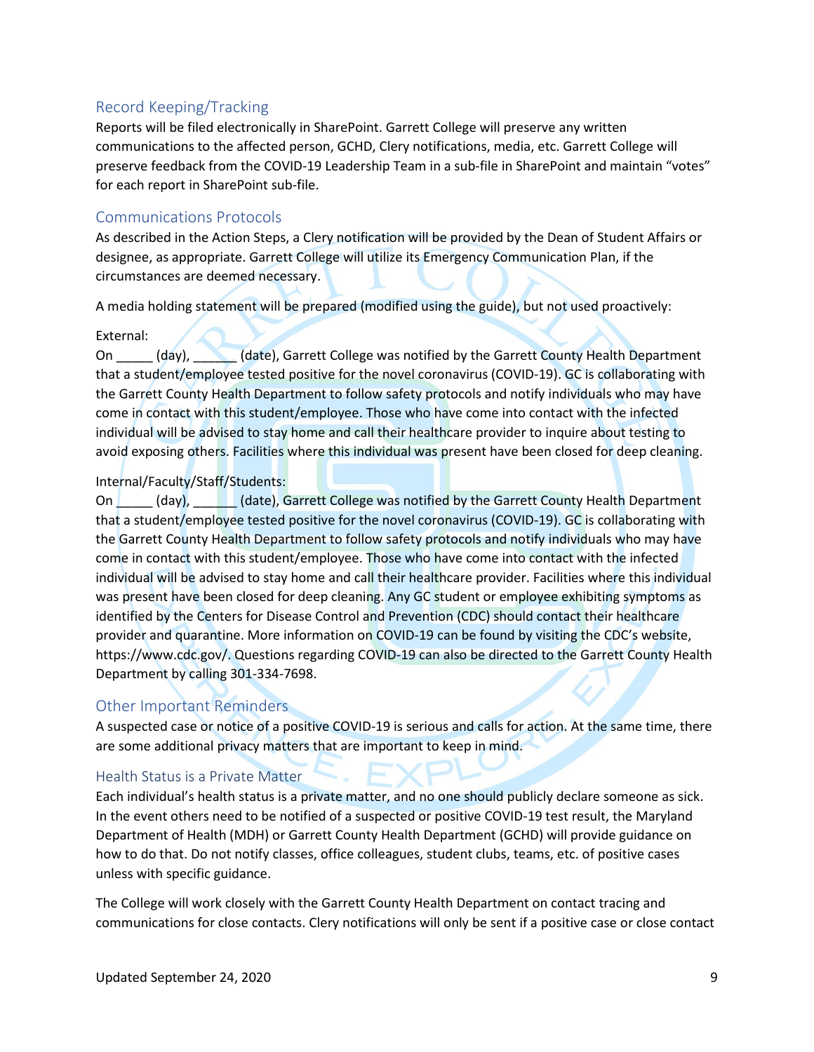## Record Keeping/Tracking

Reports will be filed electronically in SharePoint. Garrett College will preserve any written communications to the affected person, GCHD, Clery notifications, media, etc. Garrett College will preserve feedback from the COVID-19 Leadership Team in a sub-file in SharePoint and maintain "votes" for each report in SharePoint sub-file.

## Communications Protocols

As described in the Action Steps, a Clery notification will be provided by the Dean of Student Affairs or designee, as appropriate. Garrett College will utilize its Emergency Communication Plan, if the circumstances are deemed necessary.

A media holding statement will be prepared (modified using the guide), but not used proactively:

External:
On _____ (day), ______ (date), Garrett College was notified by the Garrett County Health Department that a student/employee tested positive for the novel coronavirus (COVID-19). GC is collaborating with the Garrett County Health Department to follow safety protocols and notify individuals who may have come in contact with this student/employee. Those who have come into contact with the infected individual will be advised to stay home and call their healthcare provider to inquire about testing to avoid exposing others. Facilities where this individual was present have been closed for deep cleaning.

Internal/Faculty/Staff/Students:
On _____ (day), ______ (date), Garrett College was notified by the Garrett County Health Department that a student/employee tested positive for the novel coronavirus (COVID-19). GC is collaborating with the Garrett County Health Department to follow safety protocols and notify individuals who may have come in contact with this student/employee. Those who have come into contact with the infected individual will be advised to stay home and call their healthcare provider. Facilities where this individual was present have been closed for deep cleaning. Any GC student or employee exhibiting symptoms as identified by the Centers for Disease Control and Prevention (CDC) should contact their healthcare provider and quarantine. More information on COVID-19 can be found by visiting the CDC's website, https://www.cdc.gov/. Questions regarding COVID-19 can also be directed to the Garrett County Health Department by calling 301-334-7698.

## Other Important Reminders

A suspected case or notice of a positive COVID-19 is serious and calls for action. At the same time, there are some additional privacy matters that are important to keep in mind.

### Health Status is a Private Matter

Each individual's health status is a private matter, and no one should publicly declare someone as sick. In the event others need to be notified of a suspected or positive COVID-19 test result, the Maryland Department of Health (MDH) or Garrett County Health Department (GCHD) will provide guidance on how to do that. Do not notify classes, office colleagues, student clubs, teams, etc. of positive cases unless with specific guidance.

The College will work closely with the Garrett County Health Department on contact tracing and communications for close contacts. Clery notifications will only be sent if a positive case or close contact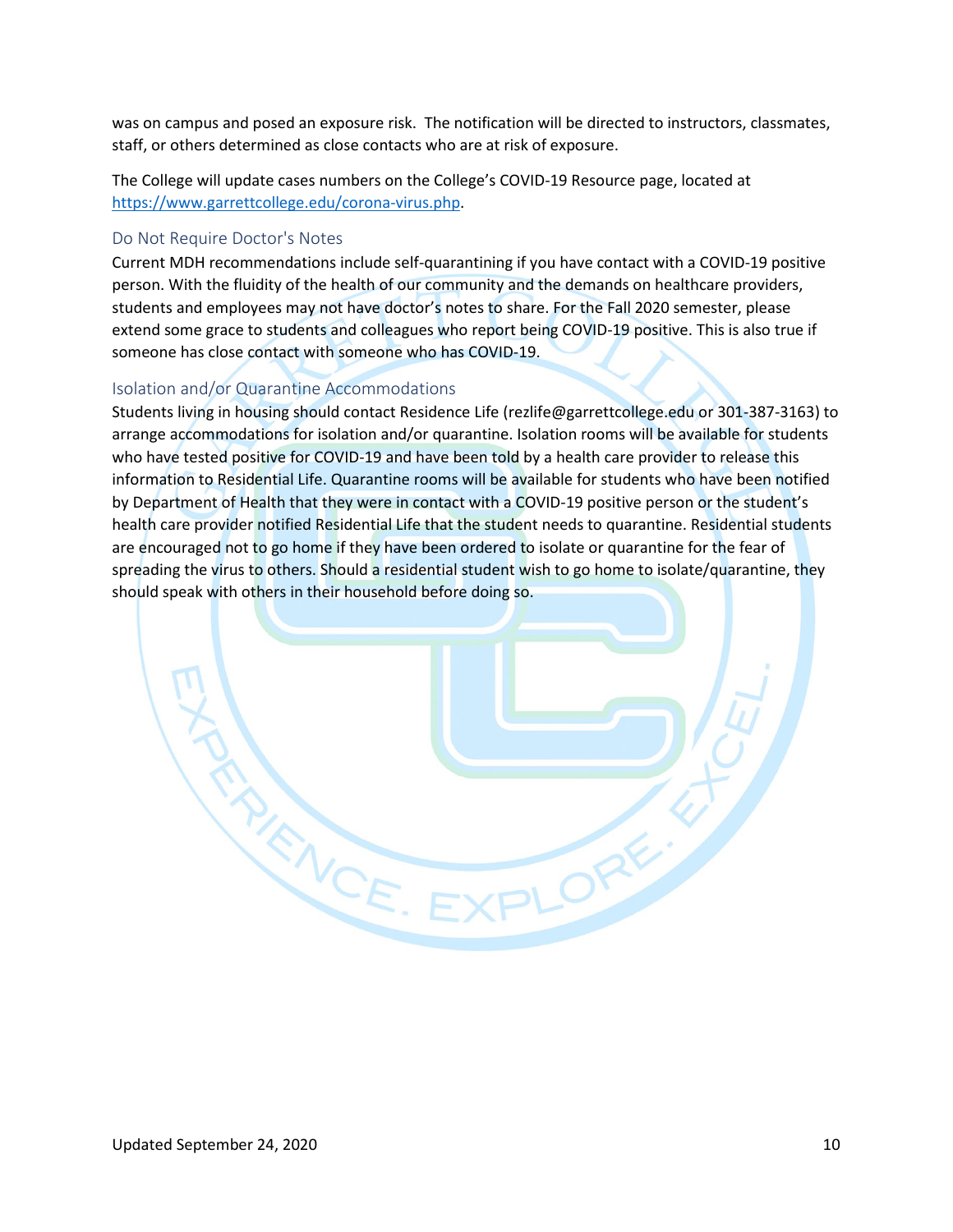was on campus and posed an exposure risk. The notification will be directed to instructors, classmates, staff, or others determined as close contacts who are at risk of exposure.

The College will update cases numbers on the College's COVID-19 Resource page, located at https://www.garrettcollege.edu/corona-virus.php.

## Do Not Require Doctor's Notes

Current MDH recommendations include self-quarantining if you have contact with a COVID-19 positive person. With the fluidity of the health of our community and the demands on healthcare providers, students and employees may not have doctor's notes to share. For the Fall 2020 semester, please extend some grace to students and colleagues who report being COVID-19 positive. This is also true if someone has close contact with someone who has COVID-19.

## Isolation and/or Quarantine Accommodations

Students living in housing should contact Residence Life (rezlife@garrettcollege.edu or 301-387-3163) to arrange accommodations for isolation and/or quarantine. Isolation rooms will be available for students who have tested positive for COVID-19 and have been told by a health care provider to release this information to Residential Life. Quarantine rooms will be available for students who have been notified by Department of Health that they were in contact with a COVID-19 positive person or the student's health care provider notified Residential Life that the student needs to quarantine. Residential students are encouraged not to go home if they have been ordered to isolate or quarantine for the fear of spreading the virus to others. Should a residential student wish to go home to isolate/quarantine, they should speak with others in their household before doing so.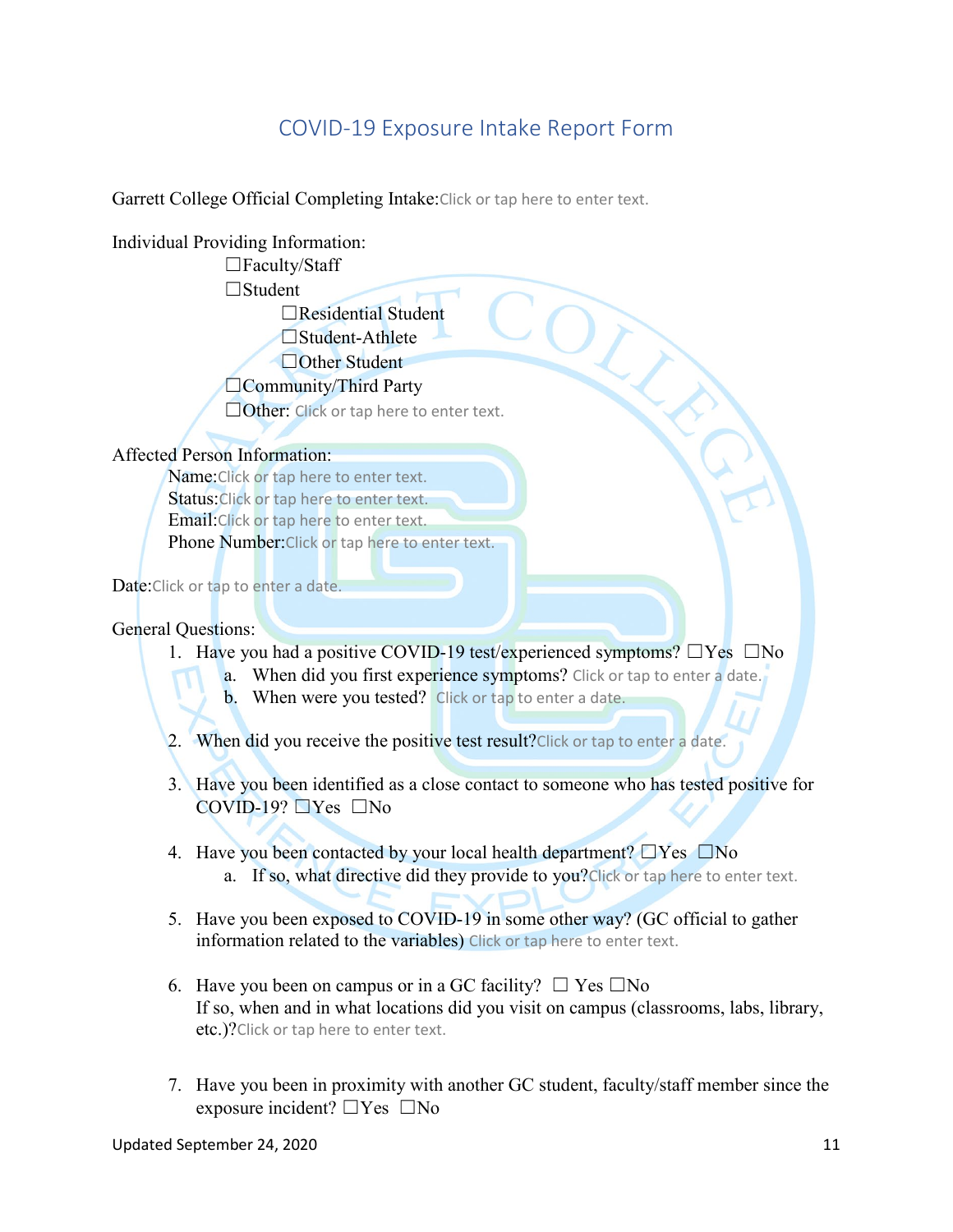# COVID-19 Exposure Intake Report Form

Garrett College Official Completing Intake: Click or tap here to enter text.

Individual Providing Information:

- ☐Faculty/Staff
- ☐Student
  - ☐Residential Student
  - ☐Student-Athlete
  - ☐Other Student
- ☐Community/Third Party
- ☐Other: Click or tap here to enter text.

Affected Person Information:

Name: Click or tap here to enter text.
Status: Click or tap here to enter text.
Email: Click or tap here to enter text.
Phone Number: Click or tap here to enter text.

Date: Click or tap to enter a date.

General Questions:

1. Have you had a positive COVID-19 test/experienced symptoms? ☐Yes ☐No
   a. When did you first experience symptoms? Click or tap to enter a date.
   b. When were you tested? Click or tap to enter a date.

2. When did you receive the positive test result? Click or tap to enter a date.

3. Have you been identified as a close contact to someone who has tested positive for COVID-19? ☐Yes ☐No

4. Have you been contacted by your local health department? ☐Yes ☐No
   a. If so, what directive did they provide to you? Click or tap here to enter text.

5. Have you been exposed to COVID-19 in some other way? (GC official to gather information related to the variables) Click or tap here to enter text.

6. Have you been on campus or in a GC facility? ☐ Yes ☐No
   If so, when and in what locations did you visit on campus (classrooms, labs, library, etc.)? Click or tap here to enter text.

7. Have you been in proximity with another GC student, faculty/staff member since the exposure incident? ☐Yes ☐No

Updated September 24, 2020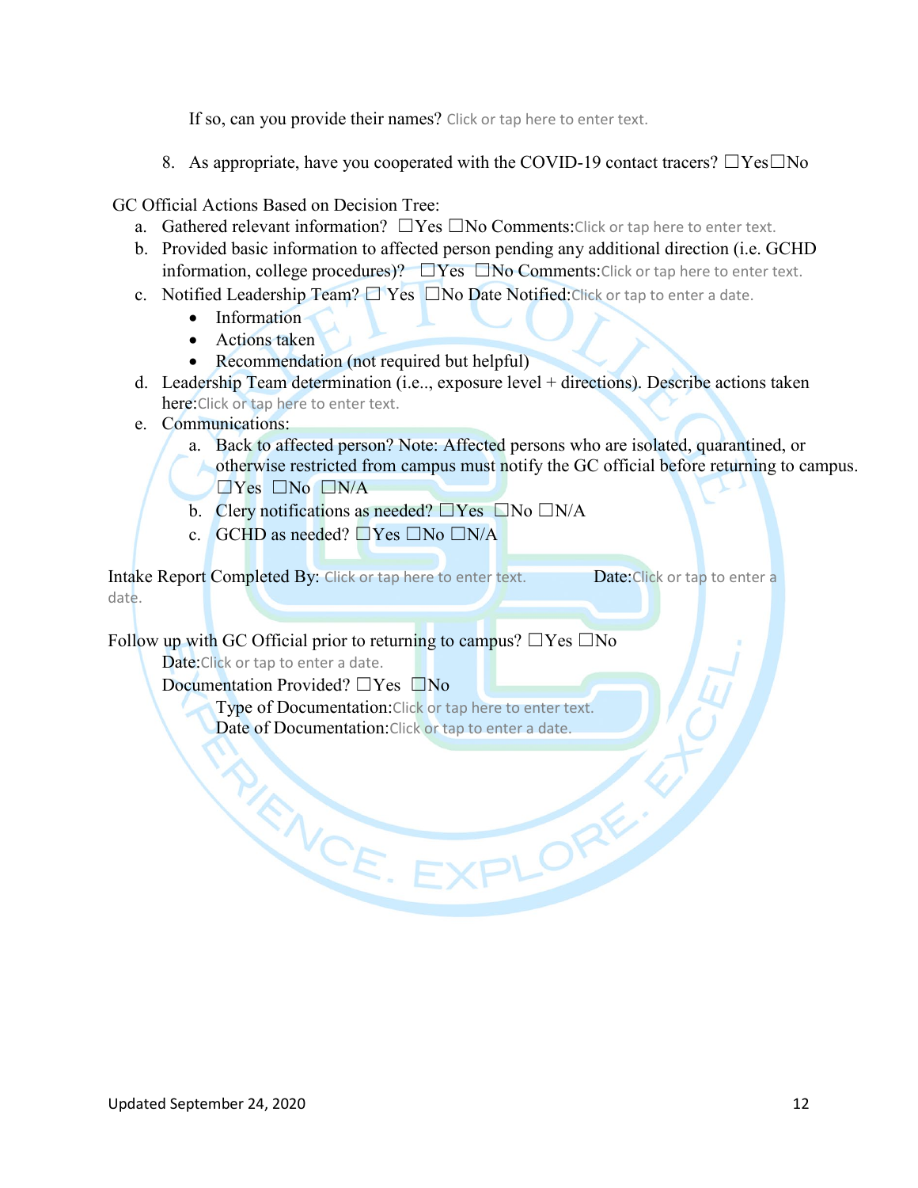If so, can you provide their names? Click or tap here to enter text.

8. As appropriate, have you cooperated with the COVID-19 contact tracers? ☐Yes☐No

GC Official Actions Based on Decision Tree:

a. Gathered relevant information? ☐Yes ☐No Comments:Click or tap here to enter text.
b. Provided basic information to affected person pending any additional direction (i.e. GCHD information, college procedures)? ☐Yes ☐No Comments:Click or tap here to enter text.
c. Notified Leadership Team? ☐ Yes ☐No Date Notified:Click or tap to enter a date.
   - Information
   - Actions taken
   - Recommendation (not required but helpful)
d. Leadership Team determination (i.e.., exposure level + directions). Describe actions taken here:Click or tap here to enter text.
e. Communications:
   a. Back to affected person? Note: Affected persons who are isolated, quarantined, or otherwise restricted from campus must notify the GC official before returning to campus. ☐Yes ☐No ☐N/A
   b. Clery notifications as needed? ☐Yes ☐No ☐N/A
   c. GCHD as needed? ☐Yes ☐No ☐N/A

Intake Report Completed By: Click or tap here to enter text. Date:Click or tap to enter a date.

Follow up with GC Official prior to returning to campus? ☐Yes ☐No

Date:Click or tap to enter a date.

Documentation Provided? ☐Yes ☐No

Type of Documentation:Click or tap here to enter text.

Date of Documentation:Click or tap to enter a date.